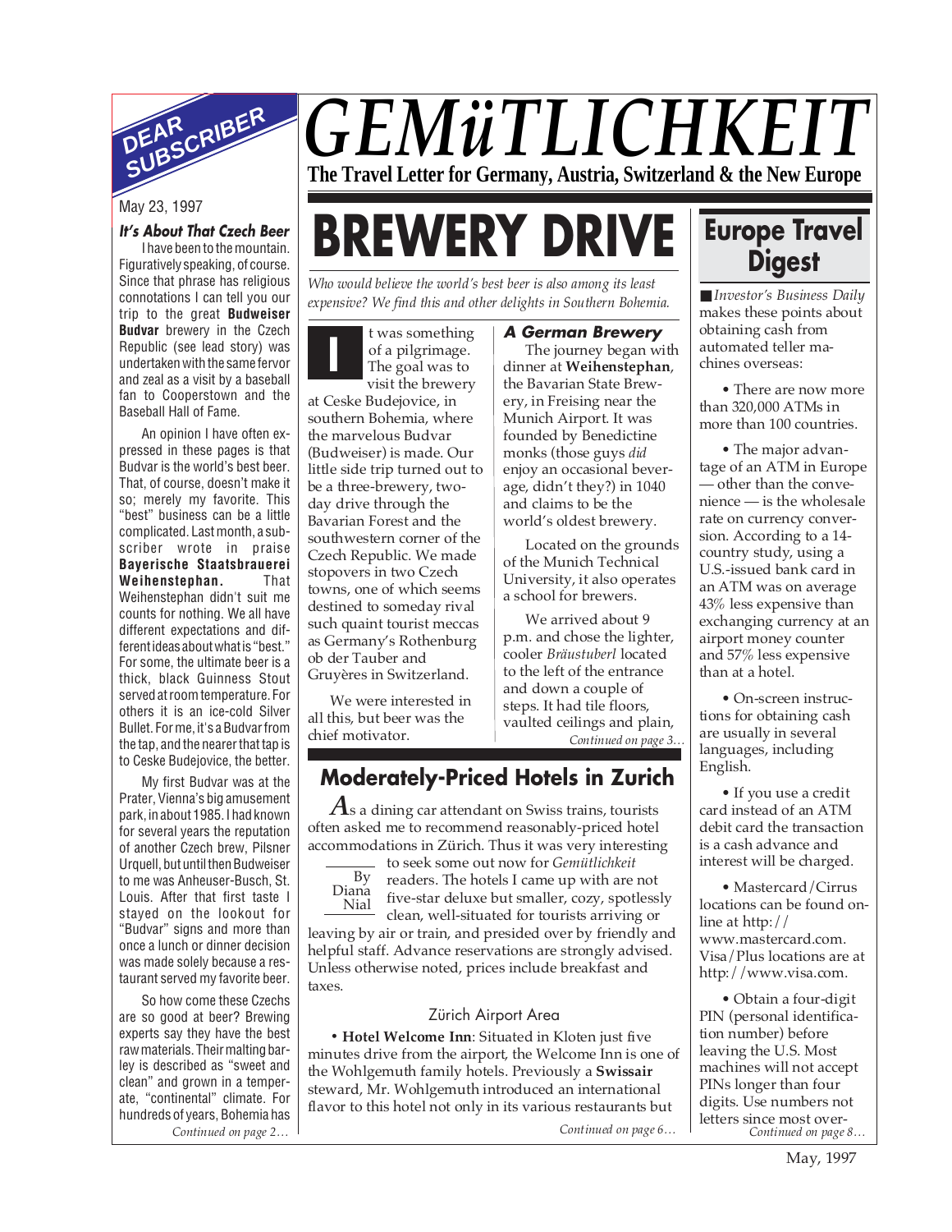# GEMüTLICHKEIT

**The Travel Letter for Germany, Austria, Switzerland & the New Europe**

## DEAR SUBSCRIBER

May 23, 1997

### It's About That Czech Beer

I have been to the mountain. Figuratively speaking, of course. Since that phrase has religious connotations I can tell you our trip to the great **Budweiser Budvar** brewery in the Czech Republic (see lead story) was undertaken with the same fervor and zeal as a visit by a baseball fan to Cooperstown and the Baseball Hall of Fame.

An opinion I have often expressed in these pages is that Budvar is the world's best beer. That, of course, doesn't make it so; merely my favorite. This "best" business can be a little complicated. Last month, a subscriber wrote in praise **Bayerische Staatsbrauerei Weihenstephan.** That Weihenstephan didn't suit me counts for nothing. We all have different expectations and different ideas about what is "best." For some, the ultimate beer is a thick, black Guinness Stout served at room temperature. For others it is an ice-cold Silver Bullet. For me, it's a Budvar from the tap, and the nearer that tap is to Ceske Budejovice, the better.

My first Budvar was at the Prater, Vienna's big amusement park, in about 1985. I had known for several years the reputation of another Czech brew, Pilsner Urquell, but until then Budweiser to me was Anheuser-Busch, St. Louis. After that first taste I stayed on the lookout for "Budvar" signs and more than once a lunch or dinner decision was made solely because a restaurant served my favorite beer.

So how come these Czechs are so good at beer? Brewing experts say they have the best raw materials. Their malting barley is described as "sweet and clean" and grown in a temperate, "continental" climate. For hundreds of years, Bohemia has

*Continued on page 2…*

# BREWERY DRIVE

*Who would believe the world's best beer is also among its least expensive? We find this and other delights in Southern Bohemia.*

It was something of a pilgrimage. The goal was to visit the brewery at Ceske Budejovice, in southern Bohemia, where the marvelous Budvar (Budweiser) is made. Our little side trip turned out to be a three-brewery, two-day drive through the Bavarian Forest and the southwestern corner of the Czech Republic. We made stopovers in two Czech towns, one of which seems destined to someday rival such quaint tourist meccas as Germany's Rothenburg ob der Tauber and Gruyères in Switzerland.

We were interested in all this, but beer was the chief motivator.

### A German Brewery

The journey began with dinner at **Weihenstephan**, the Bavarian State Brewery, in Freising near the Munich Airport. It was founded by Benedictine monks (those guys *did* enjoy an occasional beverage, didn't they?) in 1040 and claims to be the world's oldest brewery.

Located on the grounds of the Munich Technical University, it also operates a school for brewers.

We arrived about 9 p.m. and chose the lighter, cooler *Bräustuberl* located to the left of the entrance and down a couple of steps. It had tile floors, vaulted ceilings and plain,

*Continued on page 3…*

## Moderately-Priced Hotels in Zurich

By Diana Nial

As a dining car attendant on Swiss trains, tourists often asked me to recommend reasonably-priced hotel accommodations in Zürich. Thus it was very interesting to seek some out now for *Gemütlichkeit* readers. The hotels I came up with are not five-star deluxe but smaller, cozy, spotlessly clean, well-situated for tourists arriving or leaving by air or train, and presided over by friendly and helpful staff. Advance reservations are strongly advised. Unless otherwise noted, prices include breakfast and taxes.

### Zürich Airport Area

• **Hotel Welcome Inn**: Situated in Kloten just five minutes drive from the airport, the Welcome Inn is one of the Wohlgemuth family hotels. Previously a **Swissair** steward, Mr. Wohlgemuth introduced an international flavor to this hotel not only in its various restaurants but

*Continued on page 6…*

## Europe Travel Digest

■ *Investor's Business Daily* makes these points about obtaining cash from automated teller machines overseas:

• There are now more than 320,000 ATMs in more than 100 countries.

• The major advantage of an ATM in Europe — other than the convenience — is the wholesale rate on currency conversion. According to a 14-country study, using a U.S.-issued bank card in an ATM was on average 43% less expensive than exchanging currency at an airport money counter and 57% less expensive than at a hotel.

• On-screen instructions for obtaining cash are usually in several languages, including English.

• If you use a credit card instead of an ATM debit card the transaction is a cash advance and interest will be charged.

• Mastercard/Cirrus locations can be found on-line at http://www.mastercard.com. Visa/Plus locations are at http://www.visa.com.

• Obtain a four-digit PIN (personal identification number) before leaving the U.S. Most machines will not accept PINs longer than four digits. Use numbers not letters since most over-

*Continued on page 8…*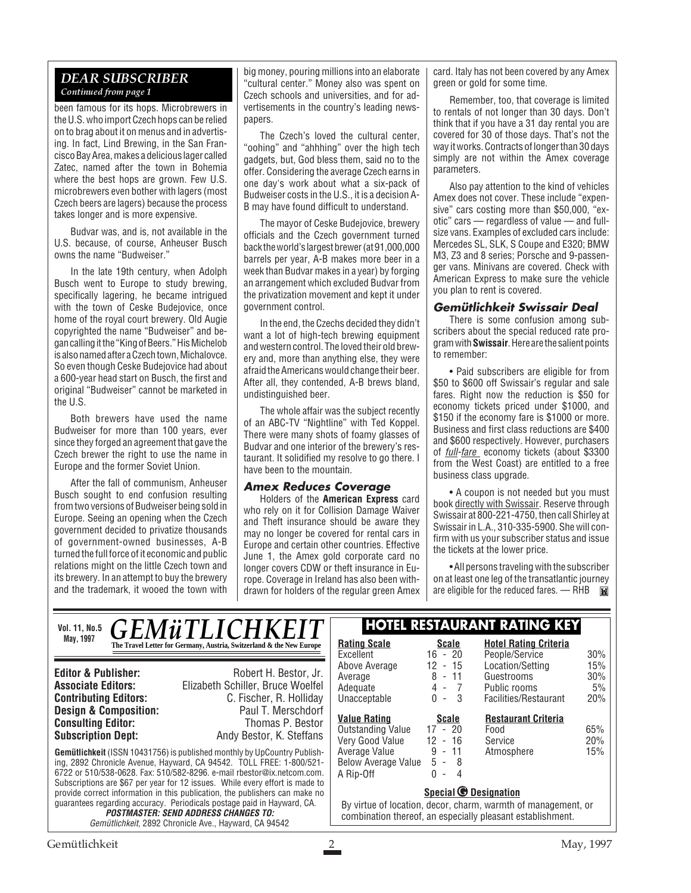## *DEAR SUBSCRIBER*

*Continued from page 1*

been famous for its hops. Microbrewers in the U.S. who import Czech hops can be relied on to brag about it on menus and in advertising. In fact, Lind Brewing, in the San Francisco Bay Area, makes a delicious lager called Zatec, named after the town in Bohemia where the best hops are grown. Few U.S. microbrewers even bother with lagers (most Czech beers are lagers) because the process takes longer and is more expensive.

Budvar was, and is, not available in the U.S. because, of course, Anheuser Busch owns the name "Budweiser."

In the late 19th century, when Adolph Busch went to Europe to study brewing, specifically lagering, he became intrigued with the town of Ceske Budejovice, once home of the royal court brewery. Old Augie copyrighted the name "Budweiser" and began calling it the "King of Beers." His Michelob is also named after a Czech town, Michalovce. So even though Ceske Budejovice had about a 600-year head start on Busch, the first and original "Budweiser" cannot be marketed in the U.S.

Both brewers have used the name Budweiser for more than 100 years, ever since they forged an agreement that gave the Czech brewer the right to use the name in Europe and the former Soviet Union.

After the fall of communism, Anheuser Busch sought to end confusion resulting from two versions of Budweiser being sold in Europe. Seeing an opening when the Czech government decided to privatize thousands of government-owned businesses, A-B turned the full force of it economic and public relations might on the little Czech town and its brewery. In an attempt to buy the brewery and the trademark, it wooed the town with big money, pouring millions into an elaborate "cultural center." Money also was spent on Czech schools and universities, and for advertisements in the country's leading newspapers.

The Czech's loved the cultural center, "oohing" and "ahhhing" over the high tech gadgets, but, God bless them, said no to the offer. Considering the average Czech earns in one day's work about what a six-pack of Budweiser costs in the U.S., it is a decision A-B may have found difficult to understand.

The mayor of Ceske Budejovice, brewery officials and the Czech government turned back the world's largest brewer (at 91,000,000 barrels per year, A-B makes more beer in a week than Budvar makes in a year) by forging an arrangement which excluded Budvar from the privatization movement and kept it under government control.

In the end, the Czechs decided they didn't want a lot of high-tech brewing equipment and western control. The loved their old brewery and, more than anything else, they were afraid the Americans would change their beer. After all, they contended, A-B brews bland, undistinguished beer.

The whole affair was the subject recently of an ABC-TV "Nightline" with Ted Koppel. There were many shots of foamy glasses of Budvar and one interior of the brewery's restaurant. It solidified my resolve to go there. I have been to the mountain.

### *Amex Reduces Coverage*

Holders of the **American Express** card who rely on it for Collision Damage Waiver and Theft insurance should be aware they may no longer be covered for rental cars in Europe and certain other countries. Effective June 1, the Amex gold corporate card no longer covers CDW or theft insurance in Europe. Coverage in Ireland has also been withdrawn for holders of the regular green Amex card. Italy has not been covered by any Amex green or gold for some time.

Remember, too, that coverage is limited to rentals of not longer than 30 days. Don't think that if you have a 31 day rental you are covered for 30 of those days. That's not the way it works. Contracts of longer than 30 days simply are not within the Amex coverage parameters.

Also pay attention to the kind of vehicles Amex does not cover. These include "expensive" cars costing more than $50,000, "exotic" cars — regardless of value — and full-size vans. Examples of excluded cars include: Mercedes SL, SLK, S Coupe and E320; BMW M3, Z3 and 8 series; Porsche and 9-passenger vans. Minivans are covered. Check with American Express to make sure the vehicle you plan to rent is covered.

### *Gemütlichkeit Swissair Deal*

There is some confusion among subscribers about the special reduced rate program with **Swissair**. Here are the salient points to remember:

• Paid subscribers are eligible for from $50 to $600 off Swissair's regular and sale fares. Right now the reduction is $50 for economy tickets priced under $1000, and $150 if the economy fare is $1000 or more. Business and first class reductions are $400 and $600 respectively. However, purchasers of *full-fare* economy tickets (about $3300 from the West Coast) are entitled to a free business class upgrade.

• A coupon is not needed but you must book directly with Swissair. Reserve through Swissair at 800-221-4750, then call Shirley at Swissair in L.A., 310-335-5900. She will confirm with us your subscriber status and issue the tickets at the lower price.

• All persons traveling with the subscriber on at least one leg of the transatlantic journey are eligible for the reduced fares. — RHB

---

**Vol. 11, No.5**
**May, 1997**

# *GEMüTLICHKEIT*

**The Travel Letter for Germany, Austria, Switzerland & the New Europe**

| | |
|---|---|
| **Editor & Publisher:** | Robert H. Bestor, Jr. |
| **Associate Editors:** | Elizabeth Schiller, Bruce Woelfel |
| **Contributing Editors:** | C. Fischer, R. Holliday |
| **Design & Composition:** | Paul T. Merschdorf |
| **Consulting Editor:** | Thomas P. Bestor |
| **Subscription Dept:** | Andy Bestor, K. Steffans |

**Gemütlichkeit** (ISSN 10431756) is published monthly by UpCountry Publishing, 2892 Chronicle Avenue, Hayward, CA 94542. TOLL FREE: 1-800/521-6722 or 510/538-0628. Fax: 510/582-8296. e-mail rbestor@ix.netcom.com. Subscriptions are $67 per year for 12 issues. While every effort is made to provide correct information in this publication, the publishers can make no guarantees regarding accuracy. Periodicals postage paid in Hayward, CA.

***POSTMASTER: SEND ADDRESS CHANGES TO:***
*Gemütlichkeit*, 2892 Chronicle Ave., Hayward, CA 94542

## HOTEL RESTAURANT RATING KEY

| Rating Scale | Scale | Hotel Rating Criteria | |
|---|---|---|---|
| Excellent | 16 - 20 | People/Service | 30% |
| Above Average | 12 - 15 | Location/Setting | 15% |
| Average | 8 - 11 | Guestrooms | 30% |
| Adequate | 4 - 7 | Public rooms | 5% |
| Unacceptable | 0 - 3 | Facilities/Restaurant | 20% |

| Value Rating | Scale | Restaurant Criteria | |
|---|---|---|---|
| Outstanding Value | 17 - 20 | Food | 65% |
| Very Good Value | 12 - 16 | Service | 20% |
| Average Value | 9 - 11 | Atmosphere | 15% |
| Below Average Value | 5 - 8 | | |
| A Rip-Off | 0 - 4 | | |

**Special G Designation**

By virtue of location, decor, charm, warmth of management, or combination thereof, an especially pleasant establishment.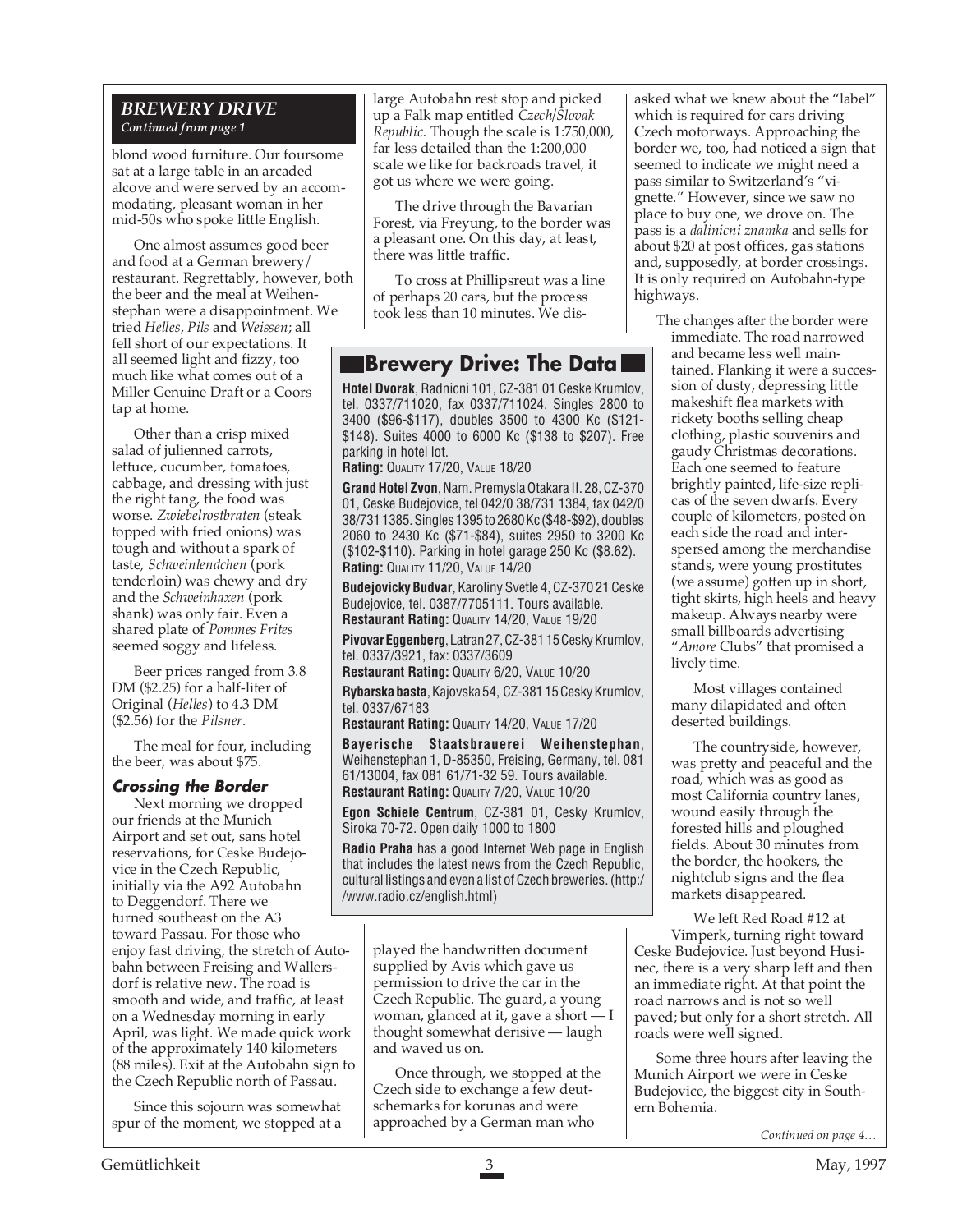## BREWERY DRIVE

*Continued from page 1*

blond wood furniture. Our foursome sat at a large table in an arcaded alcove and were served by an accommodating, pleasant woman in her mid-50s who spoke little English.

One almost assumes good beer and food at a German brewery/restaurant. Regrettably, however, both the beer and the meal at Weihenstephan were a disappointment. We tried *Helles*, *Pils* and *Weissen*; all fell short of our expectations. It all seemed light and fizzy, too much like what comes out of a Miller Genuine Draft or a Coors tap at home.

Other than a crisp mixed salad of julienned carrots, lettuce, cucumber, tomatoes, cabbage, and dressing with just the right tang, the food was worse. *Zwiebelrostbraten* (steak topped with fried onions) was tough and without a spark of taste, *Schweinlendchen* (pork tenderloin) was chewy and dry and the *Schweinhaxen* (pork shank) was only fair. Even a shared plate of *Pommes Frites* seemed soggy and lifeless.

Beer prices ranged from 3.8 DM ($2.25) for a half-liter of Original (*Helles*) to 4.3 DM ($2.56) for the *Pilsner*.

The meal for four, including the beer, was about $75.

### Crossing the Border

Next morning we dropped our friends at the Munich Airport and set out, sans hotel reservations, for Ceske Budejovice in the Czech Republic, initially via the A92 Autobahn to Deggendorf. There we turned southeast on the A3 toward Passau. For those who enjoy fast driving, the stretch of Autobahn between Freising and Wallersdorf is relative new. The road is smooth and wide, and traffic, at least on a Wednesday morning in early April, was light. We made quick work of the approximately 140 kilometers (88 miles). Exit at the Autobahn sign to the Czech Republic north of Passau.

Since this sojourn was somewhat spur of the moment, we stopped at a large Autobahn rest stop and picked up a Falk map entitled *Czech/Slovak Republic.* Though the scale is 1:750,000, far less detailed than the 1:200,000 scale we like for backroads travel, it got us where we were going.

The drive through the Bavarian Forest, via Freyung, to the border was a pleasant one. On this day, at least, there was little traffic.

To cross at Phillipsreut was a line of perhaps 20 cars, but the process took less than 10 minutes. We displayed the handwritten document supplied by Avis which gave us permission to drive the car in the Czech Republic. The guard, a young woman, glanced at it, gave a short — I thought somewhat derisive — laugh and waved us on.

Once through, we stopped at the Czech side to exchange a few deutschemarks for korunas and were approached by a German man who asked what we knew about the "label" which is required for cars driving Czech motorways. Approaching the border we, too, had noticed a sign that seemed to indicate we might need a pass similar to Switzerland's "vignette." However, since we saw no place to buy one, we drove on. The pass is a *dalinicni znamka* and sells for about $20 at post offices, gas stations and, supposedly, at border crossings. It is only required on Autobahn-type highways.

The changes after the border were immediate. The road narrowed and became less well maintained. Flanking it were a succession of dusty, depressing little makeshift flea markets with rickety booths selling cheap clothing, plastic souvenirs and gaudy Christmas decorations. Each one seemed to feature brightly painted, life-size replicas of the seven dwarfs. Every couple of kilometers, posted on each side the road and interspersed among the merchandise stands, were young prostitutes (we assume) gotten up in short, tight skirts, high heels and heavy makeup. Always nearby were small billboards advertising "*Amore* Clubs" that promised a lively time.

Most villages contained many dilapidated and often deserted buildings.

The countryside, however, was pretty and peaceful and the road, which was as good as most California country lanes, wound easily through the forested hills and ploughed fields. About 30 minutes from the border, the hookers, the nightclub signs and the flea markets disappeared.

We left Red Road #12 at Vimperk, turning right toward Ceske Budejovice. Just beyond Husinec, there is a very sharp left and then an immediate right. At that point the road narrows and is not so well paved; but only for a short stretch. All roads were well signed.

Some three hours after leaving the Munich Airport we were in Ceske Budejovice, the biggest city in Southern Bohemia.

*Continued on page 4…*

---

## Brewery Drive: The Data

**Hotel Dvorak**, Radnicni 101, CZ-381 01 Ceske Krumlov, tel. 0337/711020, fax 0337/711024. Singles 2800 to 3400 ($96-$117), doubles 3500 to 4300 Kc ($121-$148). Suites 4000 to 6000 Kc ($138 to $207). Free parking in hotel lot.
**Rating:** Quality 17/20, Value 18/20

**Grand Hotel Zvon**, Nam. Premysla Otakara II. 28, CZ-370 01, Ceske Budejovice, tel 042/0 38/731 1384, fax 042/0 38/731 1385. Singles 1395 to 2680 Kc ($48-$92), doubles 2060 to 2430 Kc ($71-$84), suites 2950 to 3200 Kc ($102-$110). Parking in hotel garage 250 Kc ($8.62).
**Rating:** Quality 11/20, Value 14/20

**Budejovicky Budvar**, Karoliny Svetle 4, CZ-370 21 Ceske Budejovice, tel. 0387/7705111. Tours available.
**Restaurant Rating:** Quality 14/20, Value 19/20

**Pivovar Eggenberg**, Latran 27, CZ-381 15 Cesky Krumlov, tel. 0337/3921, fax: 0337/3609
**Restaurant Rating:** Quality 6/20, Value 10/20

**Rybarska basta**, Kajovska 54, CZ-381 15 Cesky Krumlov, tel. 0337/67183
**Restaurant Rating:** Quality 14/20, Value 17/20

**Bayerische Staatsbrauerei Weihenstephan**, Weihenstephan 1, D-85350, Freising, Germany, tel. 081 61/13004, fax 081 61/71-32 59. Tours available.
**Restaurant Rating:** Quality 7/20, Value 10/20

**Egon Schiele Centrum**, CZ-381 01, Cesky Krumlov, Siroka 70-72. Open daily 1000 to 1800

**Radio Praha** has a good Internet Web page in English that includes the latest news from the Czech Republic, cultural listings and even a list of Czech breweries. (http://www.radio.cz/english.html)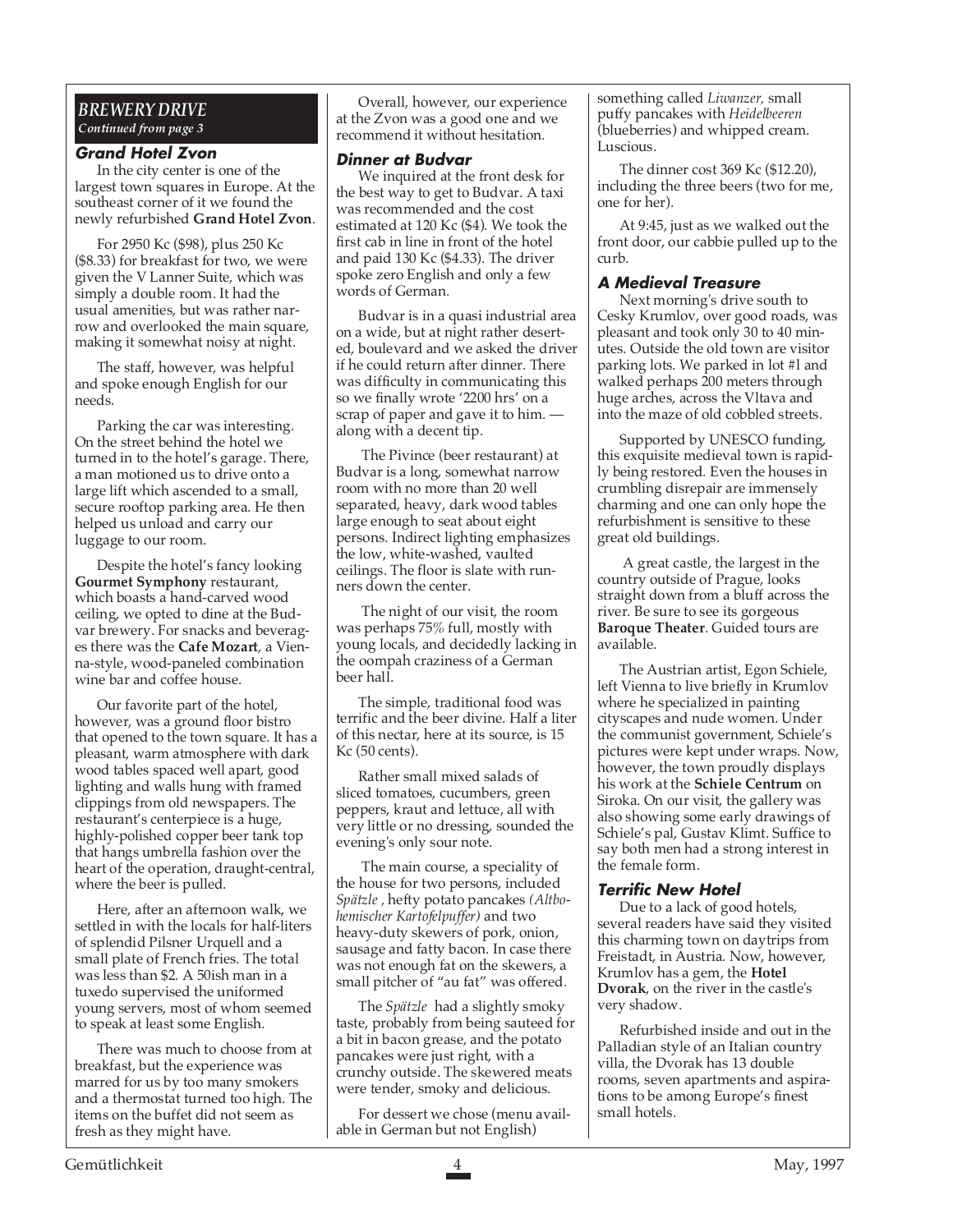## *BREWERY DRIVE*

*Continued from page 3*

### Grand Hotel Zvon

In the city center is one of the largest town squares in Europe. At the southeast corner of it we found the newly refurbished **Grand Hotel Zvon**.

For 2950 Kc ($98), plus 250 Kc ($8.33) for breakfast for two, we were given the V Lanner Suite, which was simply a double room. It had the usual amenities, but was rather narrow and overlooked the main square, making it somewhat noisy at night.

The staff, however, was helpful and spoke enough English for our needs.

Parking the car was interesting. On the street behind the hotel we turned in to the hotel's garage. There, a man motioned us to drive onto a large lift which ascended to a small, secure rooftop parking area. He then helped us unload and carry our luggage to our room.

Despite the hotel's fancy looking **Gourmet Symphony** restaurant, which boasts a hand-carved wood ceiling, we opted to dine at the Budvar brewery. For snacks and beverages there was the **Cafe Mozart**, a Vienna-style, wood-paneled combination wine bar and coffee house.

Our favorite part of the hotel, however, was a ground floor bistro that opened to the town square. It has a pleasant, warm atmosphere with dark wood tables spaced well apart, good lighting and walls hung with framed clippings from old newspapers. The restaurant's centerpiece is a huge, highly-polished copper beer tank top that hangs umbrella fashion over the heart of the operation, draught-central, where the beer is pulled.

Here, after an afternoon walk, we settled in with the locals for half-liters of splendid Pilsner Urquell and a small plate of French fries. The total was less than $2. A 50ish man in a tuxedo supervised the uniformed young servers, most of whom seemed to speak at least some English.

There was much to choose from at breakfast, but the experience was marred for us by too many smokers and a thermostat turned too high. The items on the buffet did not seem as fresh as they might have.

Overall, however, our experience at the Zvon was a good one and we recommend it without hesitation.

### Dinner at Budvar

We inquired at the front desk for the best way to get to Budvar. A taxi was recommended and the cost estimated at 120 Kc ($4). We took the first cab in line in front of the hotel and paid 130 Kc ($4.33). The driver spoke zero English and only a few words of German.

Budvar is in a quasi industrial area on a wide, but at night rather deserted, boulevard and we asked the driver if he could return after dinner. There was difficulty in communicating this so we finally wrote '2200 hrs' on a scrap of paper and gave it to him. — along with a decent tip.

The Pivince (beer restaurant) at Budvar is a long, somewhat narrow room with no more than 20 well separated, heavy, dark wood tables large enough to seat about eight persons. Indirect lighting emphasizes the low, white-washed, vaulted ceilings. The floor is slate with runners down the center.

The night of our visit, the room was perhaps 75% full, mostly with young locals, and decidedly lacking in the oompah craziness of a German beer hall.

The simple, traditional food was terrific and the beer divine. Half a liter of this nectar, here at its source, is 15 Kc (50 cents).

Rather small mixed salads of sliced tomatoes, cucumbers, green peppers, kraut and lettuce, all with very little or no dressing, sounded the evening's only sour note.

The main course, a speciality of the house for two persons, included *Spätzle* , hefty potato pancakes *(Altbohemischer Kartofelpuffer)* and two heavy-duty skewers of pork, onion, sausage and fatty bacon. In case there was not enough fat on the skewers, a small pitcher of "au fat" was offered.

The *Spätzle* had a slightly smoky taste, probably from being sauteed for a bit in bacon grease, and the potato pancakes were just right, with a crunchy outside. The skewered meats were tender, smoky and delicious.

For dessert we chose (menu available in German but not English) something called *Liwanzer,* small puffy pancakes with *Heidelbeeren* (blueberries) and whipped cream. Luscious.

The dinner cost 369 Kc ($12.20), including the three beers (two for me, one for her).

At 9:45, just as we walked out the front door, our cabbie pulled up to the curb.

### A Medieval Treasure

Next morning's drive south to Cesky Krumlov, over good roads, was pleasant and took only 30 to 40 minutes. Outside the old town are visitor parking lots. We parked in lot #1 and walked perhaps 200 meters through huge arches, across the Vltava and into the maze of old cobbled streets.

Supported by UNESCO funding, this exquisite medieval town is rapidly being restored. Even the houses in crumbling disrepair are immensely charming and one can only hope the refurbishment is sensitive to these great old buildings.

A great castle, the largest in the country outside of Prague, looks straight down from a bluff across the river. Be sure to see its gorgeous **Baroque Theater**. Guided tours are available.

The Austrian artist, Egon Schiele, left Vienna to live briefly in Krumlov where he specialized in painting cityscapes and nude women. Under the communist government, Schiele's pictures were kept under wraps. Now, however, the town proudly displays his work at the **Schiele Centrum** on Siroka. On our visit, the gallery was also showing some early drawings of Schiele's pal, Gustav Klimt. Suffice to say both men had a strong interest in the female form.

### Terrific New Hotel

Due to a lack of good hotels, several readers have said they visited this charming town on daytrips from Freistadt, in Austria. Now, however, Krumlov has a gem, the **Hotel Dvorak**, on the river in the castle's very shadow.

Refurbished inside and out in the Palladian style of an Italian country villa, the Dvorak has 13 double rooms, seven apartments and aspirations to be among Europe's finest small hotels.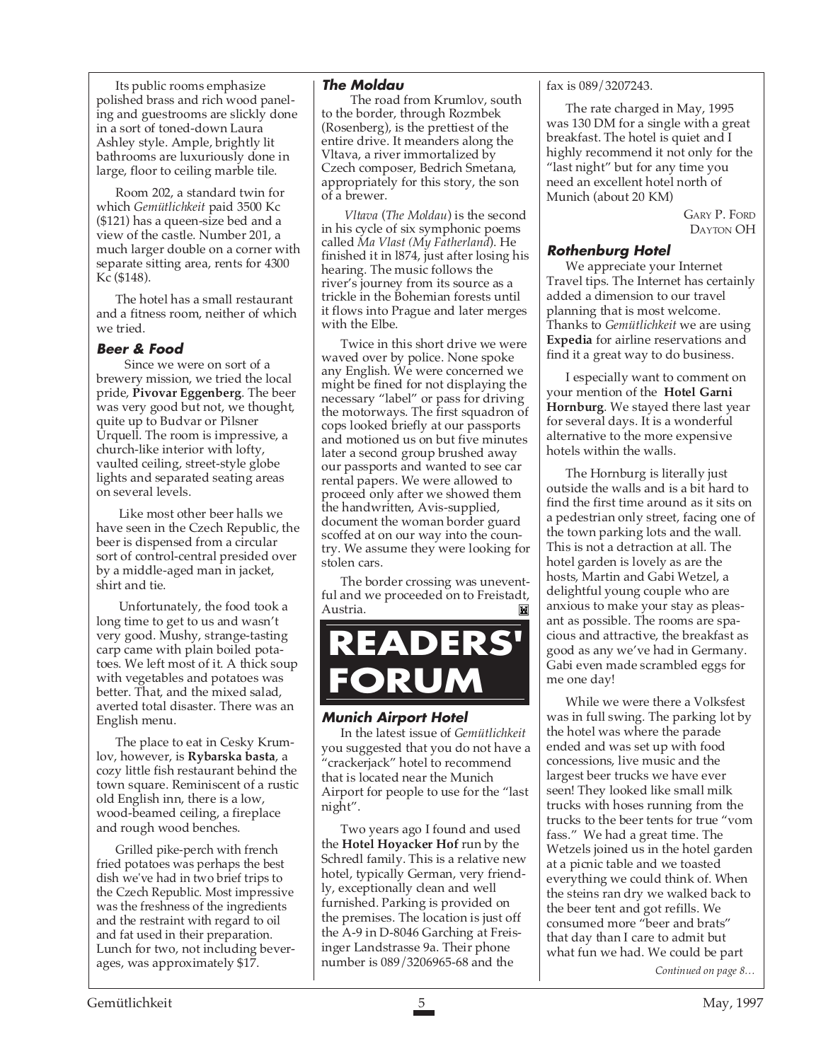Its public rooms emphasize polished brass and rich wood paneling and guestrooms are slickly done in a sort of toned-down Laura Ashley style. Ample, brightly lit bathrooms are luxuriously done in large, floor to ceiling marble tile.

Room 202, a standard twin for which *Gemütlichkeit* paid 3500 Kc ($121) has a queen-size bed and a view of the castle. Number 201, a much larger double on a corner with separate sitting area, rents for 4300 Kc ($148).

The hotel has a small restaurant and a fitness room, neither of which we tried.

### Beer & Food

Since we were on sort of a brewery mission, we tried the local pride, **Pivovar Eggenberg**. The beer was very good but not, we thought, quite up to Budvar or Pilsner Urquell. The room is impressive, a church-like interior with lofty, vaulted ceiling, street-style globe lights and separated seating areas on several levels.

Like most other beer halls we have seen in the Czech Republic, the beer is dispensed from a circular sort of control-central presided over by a middle-aged man in jacket, shirt and tie.

Unfortunately, the food took a long time to get to us and wasn't very good. Mushy, strange-tasting carp came with plain boiled potatoes. We left most of it. A thick soup with vegetables and potatoes was better. That, and the mixed salad, averted total disaster. There was an English menu.

The place to eat in Cesky Krumlov, however, is **Rybarska basta**, a cozy little fish restaurant behind the town square. Reminiscent of a rustic old English inn, there is a low, wood-beamed ceiling, a fireplace and rough wood benches.

Grilled pike-perch with french fried potatoes was perhaps the best dish we've had in two brief trips to the Czech Republic. Most impressive was the freshness of the ingredients and the restraint with regard to oil and fat used in their preparation. Lunch for two, not including beverages, was approximately $17.

### The Moldau

The road from Krumlov, south to the border, through Rozmbek (Rosenberg), is the prettiest of the entire drive. It meanders along the Vltava, a river immortalized by Czech composer, Bedrich Smetana, appropriately for this story, the son of a brewer.

*Vltava* (*The Moldau*) is the second in his cycle of six symphonic poems called *Ma Vlast (My Fatherland*). He finished it in l874, just after losing his hearing. The music follows the river's journey from its source as a trickle in the Bohemian forests until it flows into Prague and later merges with the Elbe.

Twice in this short drive we were waved over by police. None spoke any English. We were concerned we might be fined for not displaying the necessary "label" or pass for driving the motorways. The first squadron of cops looked briefly at our passports and motioned us on but five minutes later a second group brushed away our passports and wanted to see car rental papers. We were allowed to proceed only after we showed them the handwritten, Avis-supplied, document the woman border guard scoffed at on our way into the country. We assume they were looking for stolen cars.

The border crossing was uneventful and we proceeded on to Freistadt, Austria.

# READERS' FORUM

### Munich Airport Hotel

In the latest issue of *Gemütlichkeit* you suggested that you do not have a "crackerjack" hotel to recommend that is located near the Munich Airport for people to use for the "last night".

Two years ago I found and used the **Hotel Hoyacker Hof** run by the Schredl family. This is a relative new hotel, typically German, very friendly, exceptionally clean and well furnished. Parking is provided on the premises. The location is just off the A-9 in D-8046 Garching at Freisinger Landstrasse 9a. Their phone number is 089/3206965-68 and the fax is 089/3207243.

The rate charged in May, 1995 was 130 DM for a single with a great breakfast. The hotel is quiet and I highly recommend it not only for the "last night" but for any time you need an excellent hotel north of Munich (about 20 KM)

GARY P. FORD
DAYTON OH

### Rothenburg Hotel

We appreciate your Internet Travel tips. The Internet has certainly added a dimension to our travel planning that is most welcome. Thanks to *Gemütlichkeit* we are using **Expedia** for airline reservations and find it a great way to do business.

I especially want to comment on your mention of the **Hotel Garni Hornburg**. We stayed there last year for several days. It is a wonderful alternative to the more expensive hotels within the walls.

The Hornburg is literally just outside the walls and is a bit hard to find the first time around as it sits on a pedestrian only street, facing one of the town parking lots and the wall. This is not a detraction at all. The hotel garden is lovely as are the hosts, Martin and Gabi Wetzel, a delightful young couple who are anxious to make your stay as pleasant as possible. The rooms are spacious and attractive, the breakfast as good as any we've had in Germany. Gabi even made scrambled eggs for me one day!

While we were there a Volksfest was in full swing. The parking lot by the hotel was where the parade ended and was set up with food concessions, live music and the largest beer trucks we have ever seen! They looked like small milk trucks with hoses running from the trucks to the beer tents for true "vom fass." We had a great time. The Wetzels joined us in the hotel garden at a picnic table and we toasted everything we could think of. When the steins ran dry we walked back to the beer tent and got refills. We consumed more "beer and brats" that day than I care to admit but what fun we had. We could be part

*Continued on page 8…*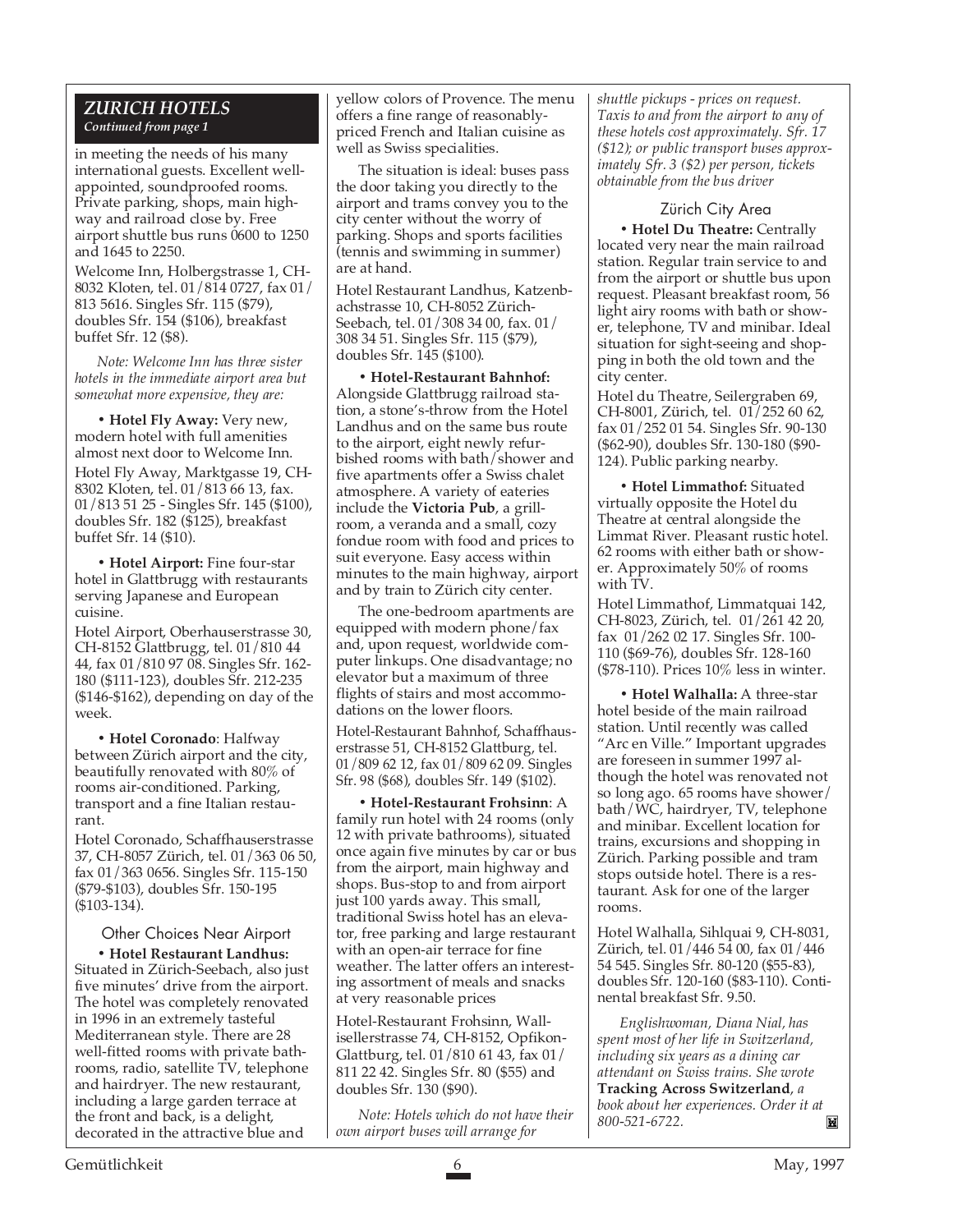## ZURICH HOTELS

*Continued from page 1*

in meeting the needs of his many international guests. Excellent well-appointed, soundproofed rooms. Private parking, shops, main highway and railroad close by. Free airport shuttle bus runs 0600 to 1250 and 1645 to 2250.

Welcome Inn, Holbergstrasse 1, CH-8032 Kloten, tel. 01/814 0727, fax 01/813 5616. Singles Sfr. 115 ($79), doubles Sfr. 154 ($106), breakfast buffet Sfr. 12 ($8).

*Note: Welcome Inn has three sister hotels in the immediate airport area but somewhat more expensive, they are:*

• **Hotel Fly Away:** Very new, modern hotel with full amenities almost next door to Welcome Inn.

Hotel Fly Away, Marktgasse 19, CH-8302 Kloten, tel. 01/813 66 13, fax. 01/813 51 25 - Singles Sfr. 145 ($100), doubles Sfr. 182 ($125), breakfast buffet Sfr. 14 ($10).

• **Hotel Airport:** Fine four-star hotel in Glattbrugg with restaurants serving Japanese and European cuisine.

Hotel Airport, Oberhauserstrasse 30, CH-8152 Glattbrugg, tel. 01/810 44 44, fax 01/810 97 08. Singles Sfr. 162-180 ($111-123), doubles Sfr. 212-235 ($146-$162), depending on day of the week.

• **Hotel Coronado**: Halfway between Zürich airport and the city, beautifully renovated with 80% of rooms air-conditioned. Parking, transport and a fine Italian restaurant.

Hotel Coronado, Schaffhauserstrasse 37, CH-8057 Zürich, tel. 01/363 06 50, fax 01/363 0656. Singles Sfr. 115-150 ($79-$103), doubles Sfr. 150-195 ($103-134).

### Other Choices Near Airport

• **Hotel Restaurant Landhus:** Situated in Zürich-Seebach, also just five minutes' drive from the airport. The hotel was completely renovated in 1996 in an extremely tasteful Mediterranean style. There are 28 well-fitted rooms with private bathrooms, radio, satellite TV, telephone and hairdryer. The new restaurant, including a large garden terrace at the front and back, is a delight, decorated in the attractive blue and yellow colors of Provence. The menu offers a fine range of reasonably-priced French and Italian cuisine as well as Swiss specialities.

The situation is ideal: buses pass the door taking you directly to the airport and trams convey you to the city center without the worry of parking. Shops and sports facilities (tennis and swimming in summer) are at hand.

Hotel Restaurant Landhus, Katzenbachstrasse 10, CH-8052 Zürich-Seebach, tel. 01/308 34 00, fax. 01/308 34 51. Singles Sfr. 115 ($79), doubles Sfr. 145 ($100).

• **Hotel-Restaurant Bahnhof:** Alongside Glattbrugg railroad station, a stone's-throw from the Hotel Landhus and on the same bus route to the airport, eight newly refurbished rooms with bath/shower and five apartments offer a Swiss chalet atmosphere. A variety of eateries include the **Victoria Pub**, a grill-room, a veranda and a small, cozy fondue room with food and prices to suit everyone. Easy access within minutes to the main highway, airport and by train to Zürich city center.

The one-bedroom apartments are equipped with modern phone/fax and, upon request, worldwide computer linkups. One disadvantage; no elevator but a maximum of three flights of stairs and most accommodations on the lower floors.

Hotel-Restaurant Bahnhof, Schaffhauserstrasse 51, CH-8152 Glattburg, tel. 01/809 62 12, fax 01/809 62 09. Singles Sfr. 98 ($68), doubles Sfr. 149 ($102).

• **Hotel-Restaurant Frohsinn**: A family run hotel with 24 rooms (only 12 with private bathrooms), situated once again five minutes by car or bus from the airport, main highway and shops. Bus-stop to and from airport just 100 yards away. This small, traditional Swiss hotel has an elevator, free parking and large restaurant with an open-air terrace for fine weather. The latter offers an interesting assortment of meals and snacks at very reasonable prices

Hotel-Restaurant Frohsinn, Wallisellerstrasse 74, CH-8152, Opfikon-Glattburg, tel. 01/810 61 43, fax 01/811 22 42. Singles Sfr. 80 ($55) and doubles Sfr. 130 ($90).

*Note: Hotels which do not have their own airport buses will arrange for shuttle pickups - prices on request. Taxis to and from the airport to any of these hotels cost approximately. Sfr. 17 ($12); or public transport buses approximately Sfr. 3 ($2) per person, tickets obtainable from the bus driver*

### Zürich City Area

• **Hotel Du Theatre:** Centrally located very near the main railroad station. Regular train service to and from the airport or shuttle bus upon request. Pleasant breakfast room, 56 light airy rooms with bath or shower, telephone, TV and minibar. Ideal situation for sight-seeing and shopping in both the old town and the city center.

Hotel du Theatre, Seilergraben 69, CH-8001, Zürich, tel. 01/252 60 62, fax 01/252 01 54. Singles Sfr. 90-130 ($62-90), doubles Sfr. 130-180 ($90-124). Public parking nearby.

• **Hotel Limmathof:** Situated virtually opposite the Hotel du Theatre at central alongside the Limmat River. Pleasant rustic hotel. 62 rooms with either bath or shower. Approximately 50% of rooms with TV.

Hotel Limmathof, Limmatquai 142, CH-8023, Zürich, tel. 01/261 42 20, fax 01/262 02 17. Singles Sfr. 100-110 ($69-76), doubles Sfr. 128-160 ($78-110). Prices 10% less in winter.

• **Hotel Walhalla:** A three-star hotel beside of the main railroad station. Until recently was called "Arc en Ville." Important upgrades are foreseen in summer 1997 although the hotel was renovated not so long ago. 65 rooms have shower/bath/WC, hairdryer, TV, telephone and minibar. Excellent location for trains, excursions and shopping in Zürich. Parking possible and tram stops outside hotel. There is a restaurant. Ask for one of the larger rooms.

Hotel Walhalla, Sihlquai 9, CH-8031, Zürich, tel. 01/446 54 00, fax 01/446 54 545. Singles Sfr. 80-120 ($55-83), doubles Sfr. 120-160 ($83-110). Continental breakfast Sfr. 9.50.

*Englishwoman, Diana Nial, has spent most of her life in Switzerland, including six years as a dining car attendant on Swiss trains. She wrote* **Tracking Across Switzerland**, *a book about her experiences. Order it at 800-521-6722.*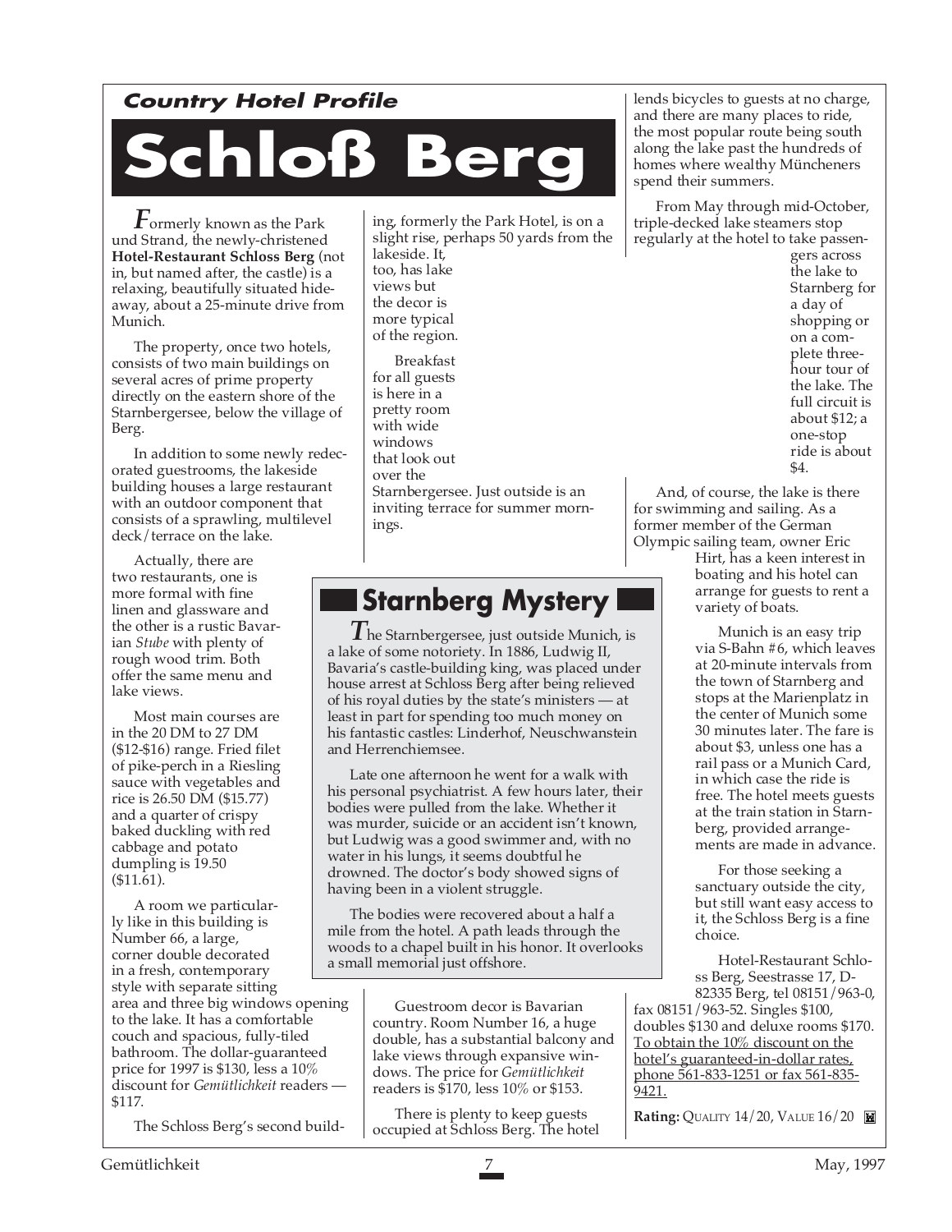*Country Hotel Profile*

# Schloß Berg

Formerly known as the Park und Strand, the newly-christened **Hotel-Restaurant Schloss Berg** (not in, but named after, the castle) is a relaxing, beautifully situated hideaway, about a 25-minute drive from Munich.

The property, once two hotels, consists of two main buildings on several acres of prime property directly on the eastern shore of the Starnbergersee, below the village of Berg.

In addition to some newly redecorated guestrooms, the lakeside building houses a large restaurant with an outdoor component that consists of a sprawling, multilevel deck/terrace on the lake.

Actually, there are two restaurants, one is more formal with fine linen and glassware and the other is a rustic Bavarian *Stube* with plenty of rough wood trim. Both offer the same menu and lake views.

Most main courses are in the 20 DM to 27 DM ($12-$16) range. Fried filet of pike-perch in a Riesling sauce with vegetables and rice is 26.50 DM ($15.77) and a quarter of crispy baked duckling with red cabbage and potato dumpling is 19.50 ($11.61).

A room we particularly like in this building is Number 66, a large, corner double decorated in a fresh, contemporary style with separate sitting area and three big windows opening to the lake. It has a comfortable couch and spacious, fully-tiled bathroom. The dollar-guaranteed price for 1997 is $130, less a 10% discount for *Gemütlichkeit* readers — $117.

The Schloss Berg's second building, formerly the Park Hotel, is on a slight rise, perhaps 50 yards from the lakeside. It, too, has lake views but the decor is more typical of the region.

Breakfast for all guests is here in a pretty room with wide windows that look out over the Starnbergersee. Just outside is an inviting terrace for summer mornings.

Guestroom decor is Bavarian country. Room Number 16, a huge double, has a substantial balcony and lake views through expansive windows. The price for *Gemütlichkeit* readers is $170, less 10% or $153.

There is plenty to keep guests occupied at Schloss Berg. The hotel lends bicycles to guests at no charge, and there are many places to ride, the most popular route being south along the lake past the hundreds of homes where wealthy Müncheners spend their summers.

From May through mid-October, triple-decked lake steamers stop regularly at the hotel to take passengers across the lake to Starnberg for a day of shopping or on a complete three-hour tour of the lake. The full circuit is about $12; a one-stop ride is about $4.

And, of course, the lake is there for swimming and sailing. As a former member of the German Olympic sailing team, owner Eric Hirt, has a keen interest in boating and his hotel can arrange for guests to rent a variety of boats.

Munich is an easy trip via S-Bahn #6, which leaves at 20-minute intervals from the town of Starnberg and stops at the Marienplatz in the center of Munich some 30 minutes later. The fare is about $3, unless one has a rail pass or a Munich Card, in which case the ride is free. The hotel meets guests at the train station in Starnberg, provided arrangements are made in advance.

For those seeking a sanctuary outside the city, but still want easy access to it, the Schloss Berg is a fine choice.

Hotel-Restaurant Schloss Berg, Seestrasse 17, D-82335 Berg, tel 08151/963-0, fax 08151/963-52. Singles $100, doubles $130 and deluxe rooms $170. To obtain the 10% discount on the hotel's guaranteed-in-dollar rates, phone 561-833-1251 or fax 561-835-9421.

**Rating:** Quality 14/20, Value 16/20

## Starnberg Mystery

The Starnbergersee, just outside Munich, is a lake of some notoriety. In 1886, Ludwig II, Bavaria's castle-building king, was placed under house arrest at Schloss Berg after being relieved of his royal duties by the state's ministers — at least in part for spending too much money on his fantastic castles: Linderhof, Neuschwanstein and Herrenchiemsee.

Late one afternoon he went for a walk with his personal psychiatrist. A few hours later, their bodies were pulled from the lake. Whether it was murder, suicide or an accident isn't known, but Ludwig was a good swimmer and, with no water in his lungs, it seems doubtful he drowned. The doctor's body showed signs of having been in a violent struggle.

The bodies were recovered about a half a mile from the hotel. A path leads through the woods to a chapel built in his honor. It overlooks a small memorial just offshore.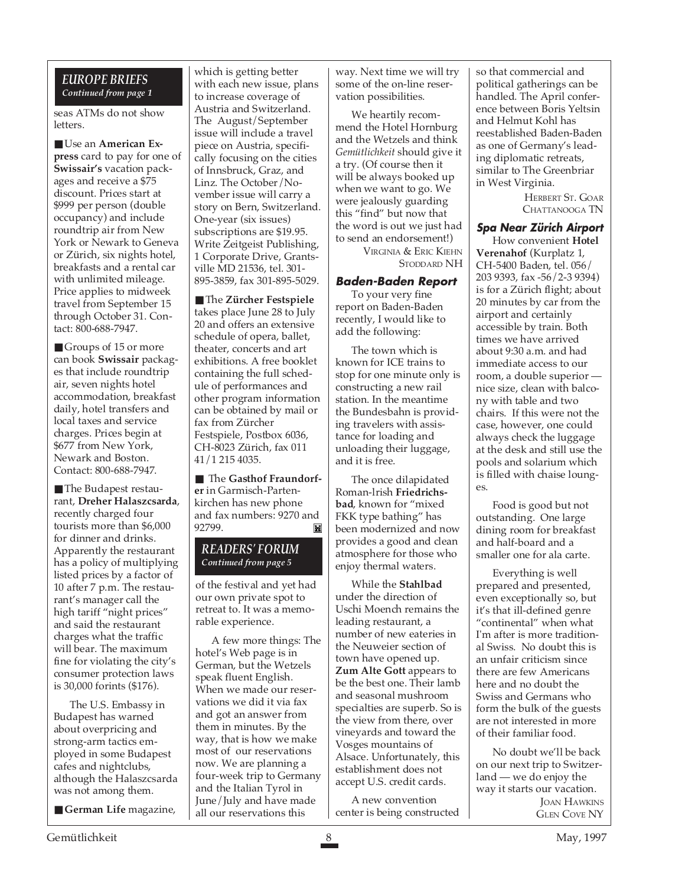## *EUROPE BRIEFS*
*Continued from page 1*

seas ATMs do not show letters.

■ Use an **American Express** card to pay for one of **Swissair's** vacation packages and receive a $75 discount. Prices start at $999 per person (double occupancy) and include roundtrip air from New York or Newark to Geneva or Zürich, six nights hotel, breakfasts and a rental car with unlimited mileage. Price applies to midweek travel from September 15 through October 31. Contact: 800-688-7947.

■ Groups of 15 or more can book **Swissair** packages that include roundtrip air, seven nights hotel accommodation, breakfast daily, hotel transfers and local taxes and service charges. Prices begin at $677 from New York, Newark and Boston. Contact: 800-688-7947.

■ The Budapest restaurant, **Dreher Halaszcsarda**, recently charged four tourists more than $6,000 for dinner and drinks. Apparently the restaurant has a policy of multiplying listed prices by a factor of 10 after 7 p.m. The restaurant's manager call the high tariff "night prices" and said the restaurant charges what the traffic will bear. The maximum fine for violating the city's consumer protection laws is 30,000 forints ($176).

The U.S. Embassy in Budapest has warned about overpricing and strong-arm tactics employed in some Budapest cafes and nightclubs, although the Halaszcsarda was not among them.

■ **German Life** magazine, which is getting better with each new issue, plans to increase coverage of Austria and Switzerland. The August/September issue will include a travel piece on Austria, specifically focusing on the cities of Innsbruck, Graz, and Linz. The October/November issue will carry a story on Bern, Switzerland. One-year (six issues) subscriptions are $19.95. Write Zeitgeist Publishing, 1 Corporate Drive, Grantsville MD 21536, tel. 301-895-3859, fax 301-895-5029.

■ The **Zürcher Festspiele** takes place June 28 to July 20 and offers an extensive schedule of opera, ballet, theater, concerts and art exhibitions. A free booklet containing the full schedule of performances and other program information can be obtained by mail or fax from Zürcher Festspiele, Postbox 6036, CH-8023 Zürich, fax 011 41/1 215 4035.

■ The **Gasthof Fraundorfer** in Garmisch-Partenkirchen has new phone and fax numbers: 9270 and 92799.

## *READERS' FORUM*
*Continued from page 5*

of the festival and yet had our own private spot to retreat to. It was a memorable experience.

A few more things: The hotel's Web page is in German, but the Wetzels speak fluent English. When we made our reservations we did it via fax and got an answer from them in minutes. By the way, that is how we make most of our reservations now. We are planning a four-week trip to Germany and the Italian Tyrol in June/July and have made all our reservations this way. Next time we will try some of the on-line reservation possibilities.

We heartily recommend the Hotel Hornburg and the Wetzels and think *Gemütlichkeit* should give it a try. (Of course then it will be always booked up when we want to go. We were jealously guarding this "find" but now that the word is out we just had to send an endorsement!)

VIRGINIA & ERIC KIEHN
STODDARD NH

### *Baden-Baden Report*

To your very fine report on Baden-Baden recently, I would like to add the following:

The town which is known for ICE trains to stop for one minute only is constructing a new rail station. In the meantime the Bundesbahn is providing travelers with assistance for loading and unloading their luggage, and it is free.

The once dilapidated Roman-Irish **Friedrichsbad**, known for "mixed FKK type bathing" has been modernized and now provides a good and clean atmosphere for those who enjoy thermal waters.

While the **Stahlbad** under the direction of Uschi Moench remains the leading restaurant, a number of new eateries in the Neuweier section of town have opened up. **Zum Alte Gott** appears to be the best one. Their lamb and seasonal mushroom specialties are superb. So is the view from there, over vineyards and toward the Vosges mountains of Alsace. Unfortunately, this establishment does not accept U.S. credit cards.

A new convention center is being constructed so that commercial and political gatherings can be handled. The April conference between Boris Yeltsin and Helmut Kohl has reestablished Baden-Baden as one of Germany's leading diplomatic retreats, similar to The Greenbriar in West Virginia.

HERBERT ST. GOAR
CHATTANOOGA TN

### *Spa Near Zürich Airport*

How convenient **Hotel Verenahof** (Kurplatz 1, CH-5400 Baden, tel. 056/203 9393, fax -56/2-3 9394) is for a Zürich flight; about 20 minutes by car from the airport and certainly accessible by train. Both times we have arrived about 9:30 a.m. and had immediate access to our room, a double superior — nice size, clean with balcony with table and two chairs. If this were not the case, however, one could always check the luggage at the desk and still use the pools and solarium which is filled with chaise lounges.

Food is good but not outstanding. One large dining room for breakfast and half-board and a smaller one for ala carte.

Everything is well prepared and presented, even exceptionally so, but it's that ill-defined genre "continental" when what I'm after is more traditional Swiss. No doubt this is an unfair criticism since there are few Americans here and no doubt the Swiss and Germans who form the bulk of the guests are not interested in more of their familiar food.

No doubt we'll be back on our next trip to Switzerland — we do enjoy the way it starts our vacation.

JOAN HAWKINS
GLEN COVE NY